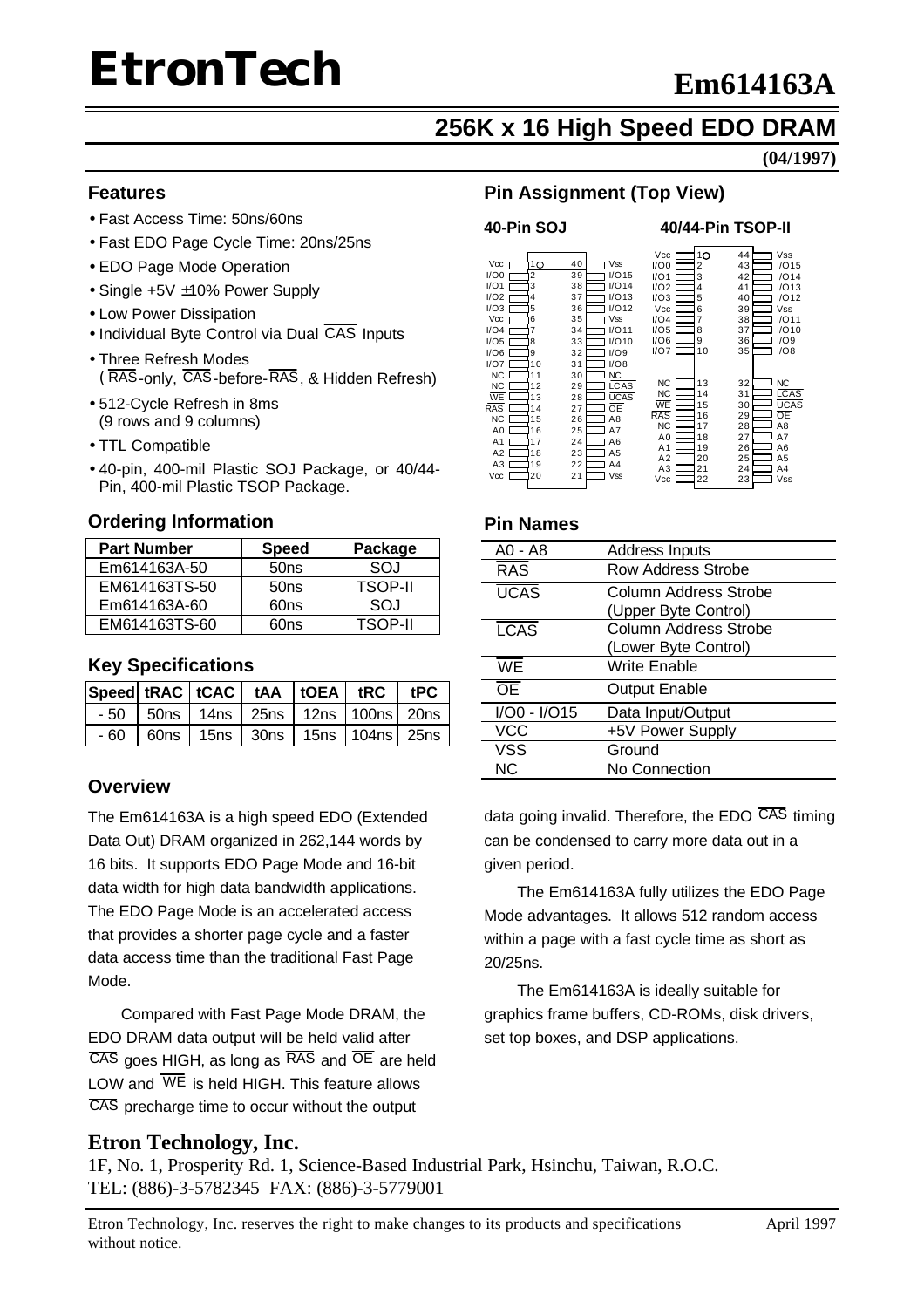# EtronTech

# Em614163A

## 256K x 16 High Speed EDO DRAM

**(04/1997)**

### Features

- Fast Access Time: 50ns/60ns
- Fast EDO Page Cycle Time: 20ns/25ns
- EDO Page Mode Operation
- Single +5V ±10% Power Supply
- Low Power Dissipation
- Individual Byte Control via Dual $\overline{CAS}$ Inputs
- Three Refresh Modes ( $\overline{RAS}$-only, $\overline{CAS}$-before-$\overline{RAS}$, & Hidden Refresh)
- 512-Cycle Refresh in 8ms (9 rows and 9 columns)
- TTL Compatible
- 40-pin, 400-mil Plastic SOJ Package, or 40/44-Pin, 400-mil Plastic TSOP Package.

### Ordering Information

| Part Number | Speed | Package |
|---|---|---|
| Em614163A-50 | 50ns | SOJ |
| EM614163TS-50 | 50ns | TSOP-II |
| Em614163A-60 | 60ns | SOJ |
| EM614163TS-60 | 60ns | TSOP-II |

### Key Specifications

| Speed | tRAC | tCAC | tAA | tOEA | tRC | tPC |
|---|---|---|---|---|---|---|
| - 50 | 50ns | 14ns | 25ns | 12ns | 100ns | 20ns |
| - 60 | 60ns | 15ns | 30ns | 15ns | 104ns | 25ns |

### Overview

The Em614163A is a high speed EDO (Extended Data Out) DRAM organized in 262,144 words by 16 bits. It supports EDO Page Mode and 16-bit data width for high data bandwidth applications. The EDO Page Mode is an accelerated access that provides a shorter page cycle and a faster data access time than the traditional Fast Page Mode.

Compared with Fast Page Mode DRAM, the EDO DRAM data output will be held valid after $\overline{CAS}$ goes HIGH, as long as $\overline{RAS}$ and $\overline{OE}$ are held LOW and $\overline{WE}$ is held HIGH. This feature allows $\overline{CAS}$ precharge time to occur without the output data going invalid. Therefore, the EDO $\overline{CAS}$ timing can be condensed to carry more data out in a given period.

The Em614163A fully utilizes the EDO Page Mode advantages. It allows 512 random access within a page with a fast cycle time as short as 20/25ns.

The Em614163A is ideally suitable for graphics frame buffers, CD-ROMs, disk drivers, set top boxes, and DSP applications.

### Pin Assignment (Top View)

**40-Pin SOJ**

| Pin | Name | Pin | Name |
|---|---|---|---|
| 1 | Vcc | 40 | Vss |
| 2 | I/O0 | 39 | I/O15 |
| 3 | I/O1 | 38 | I/O14 |
| 4 | I/O2 | 37 | I/O13 |
| 5 | I/O3 | 36 | I/O12 |
| 6 | Vcc | 35 | Vss |
| 7 | I/O4 | 34 | I/O11 |
| 8 | I/O5 | 33 | I/O10 |
| 9 | I/O6 | 32 | I/O9 |
| 10 | I/O7 | 31 | I/O8 |
| 11 | NC | 30 | NC |
| 12 | NC | 29 | $\overline{LCAS}$ |
| 13 | $\overline{WE}$ | 28 | $\overline{UCAS}$ |
| 14 | $\overline{RAS}$ | 27 | $\overline{OE}$ |
| 15 | NC | 26 | A8 |
| 16 | A0 | 25 | A7 |
| 17 | A1 | 24 | A6 |
| 18 | A2 | 23 | A5 |
| 19 | A3 | 22 | A4 |
| 20 | Vcc | 21 | Vss |

**40/44-Pin TSOP-II**

| Pin | Name | Pin | Name |
|---|---|---|---|
| 1 | Vcc | 44 | Vss |
| 2 | I/O0 | 43 | I/O15 |
| 3 | I/O1 | 42 | I/O14 |
| 4 | I/O2 | 41 | I/O13 |
| 5 | I/O3 | 40 | I/O12 |
| 6 | Vcc | 39 | Vss |
| 7 | I/O4 | 38 | I/O11 |
| 8 | I/O5 | 37 | I/O10 |
| 9 | I/O6 | 36 | I/O9 |
| 10 | I/O7 | 35 | I/O8 |
| 13 | NC | 32 | NC |
| 14 | NC | 31 | $\overline{LCAS}$ |
| 15 | $\overline{WE}$ | 30 | $\overline{UCAS}$ |
| 16 | $\overline{RAS}$ | 29 | $\overline{OE}$ |
| 17 | NC | 28 | A8 |
| 18 | A0 | 27 | A7 |
| 19 | A1 | 26 | A6 |
| 20 | A2 | 25 | A5 |
| 21 | A3 | 24 | A4 |
| 22 | Vcc | 23 | Vss |

### Pin Names

| Pin | Function |
|---|---|
| A0 - A8 | Address Inputs |
| $\overline{RAS}$ | Row Address Strobe |
| $\overline{UCAS}$ | Column Address Strobe (Upper Byte Control) |
| $\overline{LCAS}$ | Column Address Strobe (Lower Byte Control) |
| $\overline{WE}$ | Write Enable |
| $\overline{OE}$ | Output Enable |
| I/O0 - I/O15 | Data Input/Output |
| VCC | +5V Power Supply |
| VSS | Ground |
| NC | No Connection |

**Etron Technology, Inc.**

1F, No. 1, Prosperity Rd. 1, Science-Based Industrial Park, Hsinchu, Taiwan, R.O.C.
TEL: (886)-3-5782345 FAX: (886)-3-5779001

Etron Technology, Inc. reserves the right to make changes to its products and specifications without notice. April 1997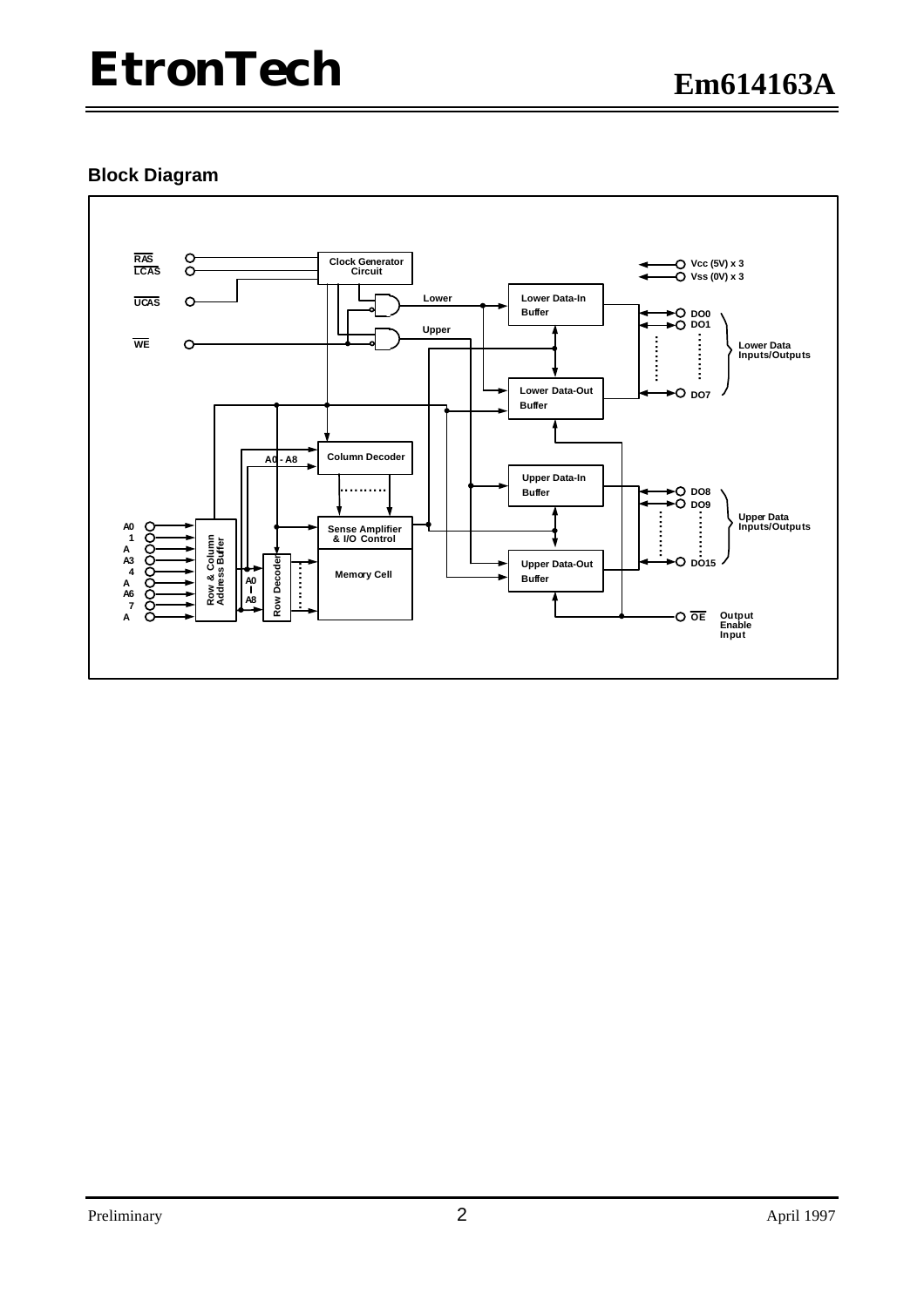## Block Diagram

RAS
LCAS
UCAS
WE

Clock Generator Circuit

Lower
Upper

Lower Data-In Buffer

Lower Data-Out Buffer

Upper Data-In Buffer

Upper Data-Out Buffer

Vcc (5V) x 3
Vss (0V) x 3

DO0
DO1
DO7

Lower Data Inputs/Outputs

DO8
DO9
DO15

Upper Data Inputs/Outputs

Column Decoder

A0 - A8

Sense Amplifier & I/O Control

Memory Cell

Row & Column Address Buffer

Row Decoder

A0 - A8

A0
A1
A2
A3
A4
A5
A6
A7
A8

OE Output Enable Input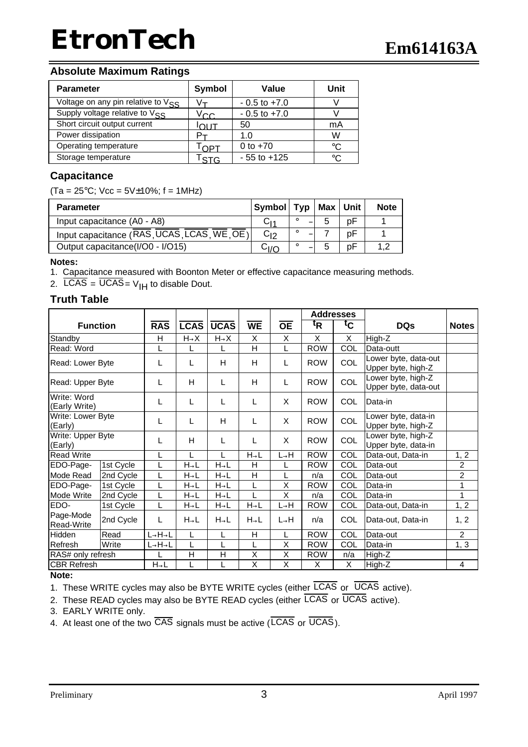## Absolute Maximum Ratings

| Parameter | Symbol | Value | Unit |
|---|---|---|---|
| Voltage on any pin relative to $V_{SS}$ | $V_T$ | - 0.5 to +7.0 | V |
| Supply voltage relative to $V_{SS}$ | $V_{CC}$ | - 0.5 to +7.0 | V |
| Short circuit output current | $I_{OUT}$ | 50 | mA |
| Power dissipation | $P_T$ | 1.0 | W |
| Operating temperature | $T_{OPT}$ | 0 to +70 | °C |
| Storage temperature | $T_{STG}$ | - 55 to +125 | °C |

## Capacitance

(Ta = 25°C; Vcc = 5V±10%; f = 1MHz)

| Parameter | Symbol | Typ | Max | Unit | Note |
|---|---|---|---|---|---|
| Input capacitance (A0 - A8) | $C_{I1}$ | – | 5 | pF | 1 |
| Input capacitance ($\overline{RAS}$, $\overline{UCAS}$, $\overline{LCAS}$, $\overline{WE}$, $\overline{OE}$) | $C_{I2}$ | – | 7 | pF | 1 |
| Output capacitance(I/O0 - I/O15) | $C_{I/O}$ | – | 5 | pF | 1,2 |

**Notes:**

1. Capacitance measured with Boonton Meter or effective capacitance measuring methods.
2. $\overline{LCAS}$ = $\overline{UCAS}$ = $V_{IH}$ to disable Dout.

## Truth Table

| Function | | $\overline{RAS}$ | $\overline{LCAS}$ | $\overline{UCAS}$ | $\overline{WE}$ | $\overline{OE}$ | Addresses $t_R$ | Addresses $t_C$ | DQs | Notes |
|---|---|---|---|---|---|---|---|---|---|---|
| Standby | | H | H→X | H→X | X | X | X | X | High-Z | |
| Read: Word | | L | L | L | H | L | ROW | COL | Data-outt | |
| Read: Lower Byte | | L | L | H | H | L | ROW | COL | Lower byte, data-out Upper byte, high-Z | |
| Read: Upper Byte | | L | H | L | H | L | ROW | COL | Lower byte, high-Z Upper byte, data-out | |
| Write: Word (Early Write) | | L | L | L | L | X | ROW | COL | Data-in | |
| Write: Lower Byte (Early) | | L | L | H | L | X | ROW | COL | Lower byte, data-in Upper byte, high-Z | |
| Write: Upper Byte (Early) | | L | H | L | L | X | ROW | COL | Lower byte, high-Z Upper byte, data-in | |
| Read Write | | L | L | L | H→L | L→H | ROW | COL | Data-out, Data-in | 1, 2 |
| EDO-Page-Mode Read | 1st Cycle | L | H→L | H→L | H | L | ROW | COL | Data-out | 2 |
| | 2nd Cycle | L | H→L | H→L | H | L | n/a | COL | Data-out | 2 |
| EDO-Page-Mode Write | 1st Cycle | L | H→L | H→L | L | X | ROW | COL | Data-in | 1 |
| | 2nd Cycle | L | H→L | H→L | L | X | n/a | COL | Data-in | 1 |
| EDO-Page-Mode Read-Write | 1st Cycle | L | H→L | H→L | H→L | L→H | ROW | COL | Data-out, Data-in | 1, 2 |
| | 2nd Cycle | L | H→L | H→L | H→L | L→H | n/a | COL | Data-out, Data-in | 1, 2 |
| Hidden Refresh | Read | L→H→L | L | L | H | L | ROW | COL | Data-out | 2 |
| | Write | L→H→L | L | L | L | X | ROW | COL | Data-in | 1, 3 |
| RAS# only refresh | | L | H | H | X | X | ROW | n/a | High-Z | |
| CBR Refresh | | H→L | L | L | X | X | X | X | High-Z | 4 |

**Note:**

1. These WRITE cycles may also be BYTE WRITE cycles (either $\overline{LCAS}$ or $\overline{UCAS}$ active).
2. These READ cycles may also be BYTE READ cycles (either $\overline{LCAS}$ or $\overline{UCAS}$ active).
3. EARLY WRITE only.
4. At least one of the two $\overline{CAS}$ signals must be active ($\overline{LCAS}$ or $\overline{UCAS}$).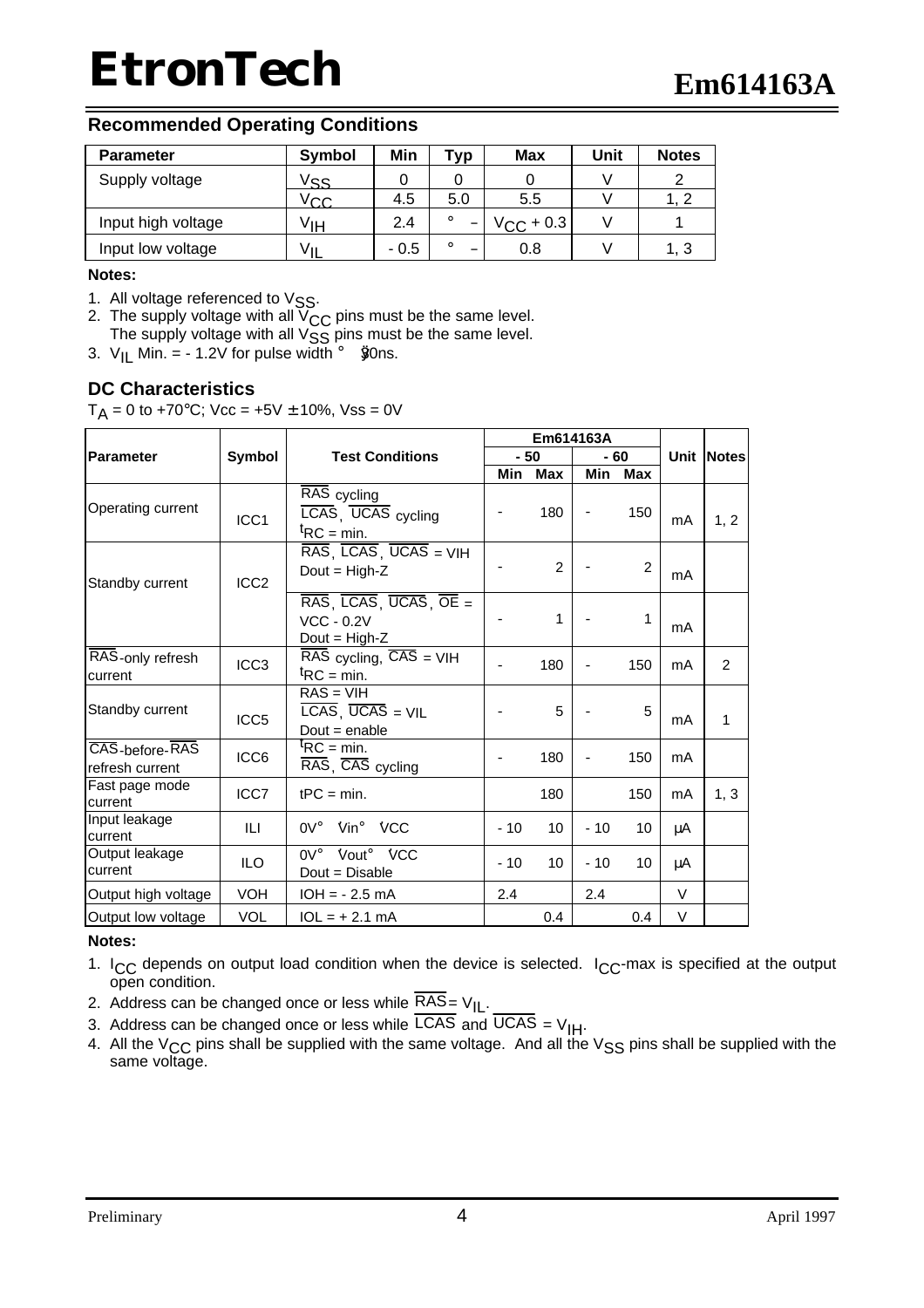## Recommended Operating Conditions

| Parameter | Symbol | Min | Typ | Max | Unit | Notes |
|---|---|---|---|---|---|---|
| Supply voltage | $V_{SS}$ | 0 | 0 | 0 | V | 2 |
| | $V_{CC}$ | 4.5 | 5.0 | 5.5 | V | 1, 2 |
| Input high voltage | $V_{IH}$ | 2.4 | – | $V_{CC}$ + 0.3 | V | 1 |
| Input low voltage | $V_{IL}$ | - 0.5 | – | 0.8 | V | 1, 3 |

**Notes:**

1. All voltage referenced to $V_{SS}$.
2. The supply voltage with all $V_{CC}$ pins must be the same level.
   The supply voltage with all $V_{SS}$ pins must be the same level.
3. $V_{IL}$ Min. = - 1.2V for pulse width ≤ 20ns.

## DC Characteristics

$T_A$ = 0 to +70°C; Vcc = +5V ± 10%, Vss = 0V

| Parameter | Symbol | Test Conditions | Em614163A -50 Min | Em614163A -50 Max | Em614163A -60 Min | Em614163A -60 Max | Unit | Notes |
|---|---|---|---|---|---|---|---|---|
| Operating current | ICC1 | $\overline{RAS}$ cycling, $\overline{LCAS}$, $\overline{UCAS}$ cycling, $t_{RC}$ = min. | - | 180 | - | 150 | mA | 1, 2 |
| Standby current | ICC2 | $\overline{RAS}$, $\overline{LCAS}$, $\overline{UCAS}$ = VIH, Dout = High-Z | - | 2 | - | 2 | mA | |
| | | $\overline{RAS}$, $\overline{LCAS}$, $\overline{UCAS}$, $\overline{OE}$ = VCC - 0.2V, Dout = High-Z | - | 1 | - | 1 | mA | |
| $\overline{RAS}$-only refresh current | ICC3 | $\overline{RAS}$ cycling, $\overline{CAS}$ = VIH, $t_{RC}$ = min. | - | 180 | - | 150 | mA | 2 |
| Standby current | ICC5 | RAS = VIH, $\overline{LCAS}$, $\overline{UCAS}$ = VIL, Dout = enable | - | 5 | - | 5 | mA | 1 |
| $\overline{CAS}$-before-$\overline{RAS}$ refresh current | ICC6 | $t_{RC}$ = min., $\overline{RAS}$, $\overline{CAS}$ cycling | - | 180 | - | 150 | mA | |
| Fast page mode current | ICC7 | tPC = min. | | 180 | | 150 | mA | 1, 3 |
| Input leakage current | ILI | 0V ≤ Vin ≤ VCC | - 10 | 10 | - 10 | 10 | µA | |
| Output leakage current | ILO | 0V ≤ Vout ≤ VCC, Dout = Disable | - 10 | 10 | - 10 | 10 | µA | |
| Output high voltage | VOH | IOH = - 2.5 mA | 2.4 | | 2.4 | | V | |
| Output low voltage | VOL | IOL = + 2.1 mA | | 0.4 | | 0.4 | V | |

**Notes:**

1. $I_{CC}$ depends on output load condition when the device is selected. $I_{CC}$-max is specified at the output open condition.
2. Address can be changed once or less while $\overline{RAS}$ = $V_{IL}$.
3. Address can be changed once or less while $\overline{LCAS}$ and $\overline{UCAS}$ = $V_{IH}$.
4. All the $V_{CC}$ pins shall be supplied with the same voltage. And all the $V_{SS}$ pins shall be supplied with the same voltage.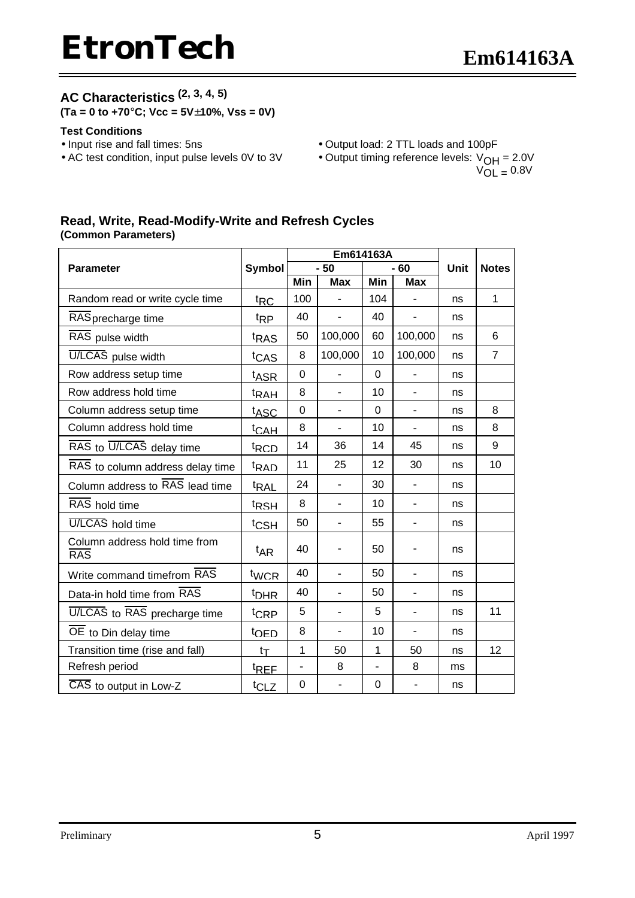## AC Characteristics (2, 3, 4, 5)

**(Ta = 0 to +70°C; Vcc = 5V±10%, Vss = 0V)**

**Test Conditions**

- Input rise and fall times: 5ns
- AC test condition, input pulse levels 0V to 3V
- Output load: 2 TTL loads and 100pF
- Output timing reference levels: $V_{OH}$ = 2.0V
  $V_{OL}$ = 0.8V

### Read, Write, Read-Modify-Write and Refresh Cycles

**(Common Parameters)**

| Parameter | Symbol | Em614163A | | | | Unit | Notes |
|---|---|---|---|---|---|---|---|
| | | - 50 | | - 60 | | | |
| | | Min | Max | Min | Max | | |
| Random read or write cycle time | $t_{RC}$ | 100 | - | 104 | - | ns | 1 |
| $\overline{RAS}$ precharge time | $t_{RP}$ | 40 | - | 40 | - | ns | |
| $\overline{RAS}$ pulse width | $t_{RAS}$ | 50 | 100,000 | 60 | 100,000 | ns | 6 |
| $\overline{U/LCAS}$ pulse width | $t_{CAS}$ | 8 | 100,000 | 10 | 100,000 | ns | 7 |
| Row address setup time | $t_{ASR}$ | 0 | - | 0 | - | ns | |
| Row address hold time | $t_{RAH}$ | 8 | - | 10 | - | ns | |
| Column address setup time | $t_{ASC}$ | 0 | - | 0 | - | ns | 8 |
| Column address hold time | $t_{CAH}$ | 8 | - | 10 | - | ns | 8 |
| $\overline{RAS}$ to $\overline{U/LCAS}$ delay time | $t_{RCD}$ | 14 | 36 | 14 | 45 | ns | 9 |
| $\overline{RAS}$ to column address delay time | $t_{RAD}$ | 11 | 25 | 12 | 30 | ns | 10 |
| Column address to $\overline{RAS}$ lead time | $t_{RAL}$ | 24 | - | 30 | - | ns | |
| $\overline{RAS}$ hold time | $t_{RSH}$ | 8 | - | 10 | - | ns | |
| $\overline{U/LCAS}$ hold time | $t_{CSH}$ | 50 | - | 55 | - | ns | |
| Column address hold time from $\overline{RAS}$ | $t_{AR}$ | 40 | - | 50 | - | ns | |
| Write command timefrom $\overline{RAS}$ | $t_{WCR}$ | 40 | - | 50 | - | ns | |
| Data-in hold time from $\overline{RAS}$ | $t_{DHR}$ | 40 | - | 50 | - | ns | |
| $\overline{U/LCAS}$ to $\overline{RAS}$ precharge time | $t_{CRP}$ | 5 | - | 5 | - | ns | 11 |
| $\overline{OE}$ to Din delay time | $t_{OED}$ | 8 | - | 10 | - | ns | |
| Transition time (rise and fall) | $t_T$ | 1 | 50 | 1 | 50 | ns | 12 |
| Refresh period | $t_{REF}$ | - | 8 | - | 8 | ms | |
| $\overline{CAS}$ to output in Low-Z | $t_{CLZ}$ | 0 | - | 0 | - | ns | |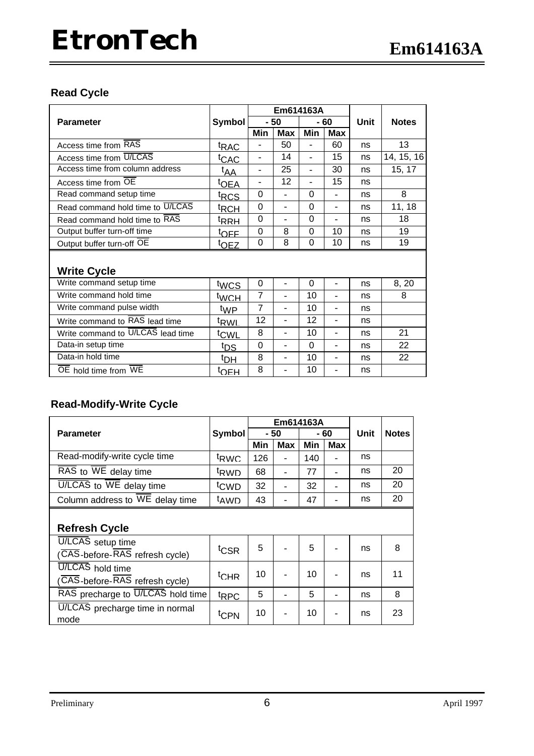## Read Cycle

| Parameter | Symbol | Em614163A | | | | Unit | Notes |
|---|---|---|---|---|---|---|---|
| | | - 50 | | - 60 | | | |
| | | Min | Max | Min | Max | | |
| Access time from $\overline{RAS}$ | $t_{RAC}$ | - | 50 | - | 60 | ns | 13 |
| Access time from $\overline{U/LCAS}$ | $t_{CAC}$ | - | 14 | - | 15 | ns | 14, 15, 16 |
| Access time from column address | $t_{AA}$ | - | 25 | - | 30 | ns | 15, 17 |
| Access time from $\overline{OE}$ | $t_{OEA}$ | - | 12 | - | 15 | ns | |
| Read command setup time | $t_{RCS}$ | 0 | - | 0 | - | ns | 8 |
| Read command hold time to $\overline{U/LCAS}$ | $t_{RCH}$ | 0 | - | 0 | - | ns | 11, 18 |
| Read command hold time to $\overline{RAS}$ | $t_{RRH}$ | 0 | - | 0 | - | ns | 18 |
| Output buffer turn-off time | $t_{OFF}$ | 0 | 8 | 0 | 10 | ns | 19 |
| Output buffer turn-off $\overline{OE}$ | $t_{OEZ}$ | 0 | 8 | 0 | 10 | ns | 19 |
| **Write Cycle** | | | | | | | |
| Write command setup time | $t_{WCS}$ | 0 | - | 0 | - | ns | 8, 20 |
| Write command hold time | $t_{WCH}$ | 7 | - | 10 | - | ns | 8 |
| Write command pulse width | $t_{WP}$ | 7 | - | 10 | - | ns | |
| Write command to $\overline{RAS}$ lead time | $t_{RWL}$ | 12 | - | 12 | - | ns | |
| Write command to $\overline{U/LCAS}$ lead time | $t_{CWL}$ | 8 | - | 10 | - | ns | 21 |
| Data-in setup time | $t_{DS}$ | 0 | - | 0 | - | ns | 22 |
| Data-in hold time | $t_{DH}$ | 8 | - | 10 | - | ns | 22 |
| $\overline{OE}$ hold time from $\overline{WE}$ | $t_{OEH}$ | 8 | - | 10 | - | ns | |

## Read-Modify-Write Cycle

| Parameter | Symbol | Em614163A | | | | Unit | Notes |
|---|---|---|---|---|---|---|---|
| | | - 50 | | - 60 | | | |
| | | Min | Max | Min | Max | | |
| Read-modify-write cycle time | $t_{RWC}$ | 126 | - | 140 | - | ns | |
| $\overline{RAS}$ to $\overline{WE}$ delay time | $t_{RWD}$ | 68 | - | 77 | - | ns | 20 |
| $\overline{U/LCAS}$ to $\overline{WE}$ delay time | $t_{CWD}$ | 32 | - | 32 | - | ns | 20 |
| Column address to $\overline{WE}$ delay time | $t_{AWD}$ | 43 | - | 47 | - | ns | 20 |
| **Refresh Cycle** | | | | | | | |
| $\overline{U/LCAS}$ setup time ($\overline{CAS}$-before-$\overline{RAS}$ refresh cycle) | $t_{CSR}$ | 5 | - | 5 | - | ns | 8 |
| $\overline{U/LCAS}$ hold time ($\overline{CAS}$-before-$\overline{RAS}$ refresh cycle) | $t_{CHR}$ | 10 | - | 10 | - | ns | 11 |
| $\overline{RAS}$ precharge to $\overline{U/LCAS}$ hold time | $t_{RPC}$ | 5 | - | 5 | - | ns | 8 |
| $\overline{U/LCAS}$ precharge time in normal mode | $t_{CPN}$ | 10 | - | 10 | - | ns | 23 |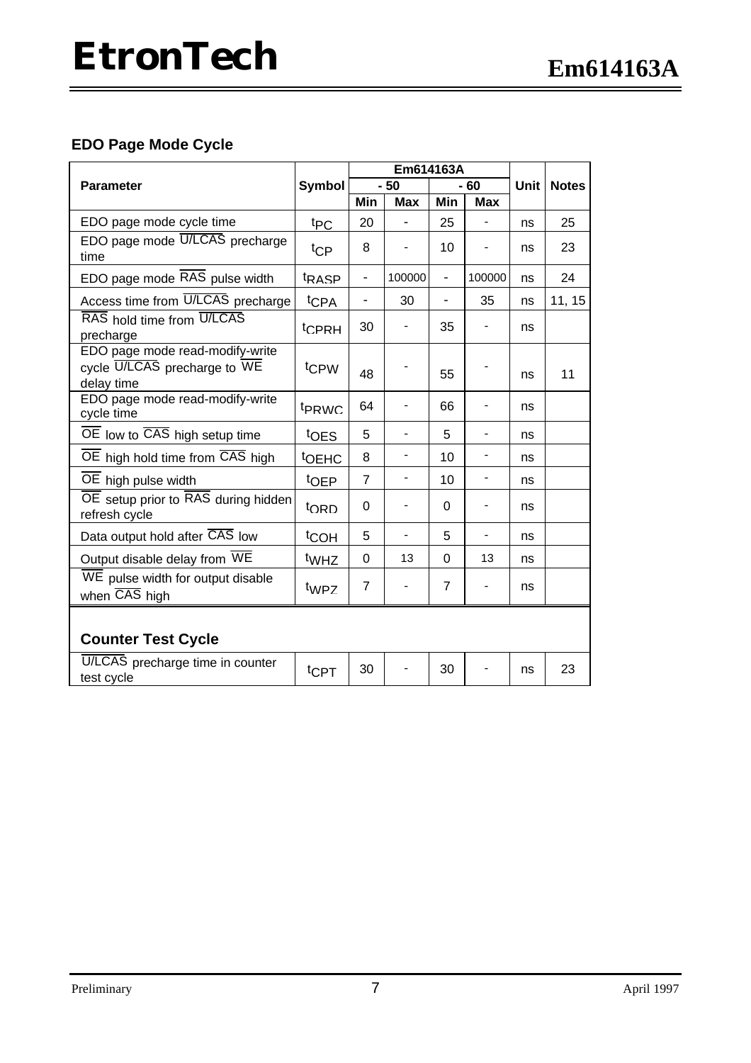## EDO Page Mode Cycle

| Parameter | Symbol | Em614163A | | | | Unit | Notes |
|---|---|---|---|---|---|---|---|
| | | - 50 | | - 60 | | | |
| | | Min | Max | Min | Max | | |
| EDO page mode cycle time | $t_{PC}$ | 20 | - | 25 | - | ns | 25 |
| EDO page mode $\overline{U/LCAS}$ precharge time | $t_{CP}$ | 8 | - | 10 | - | ns | 23 |
| EDO page mode $\overline{RAS}$ pulse width | $t_{RASP}$ | - | 100000 | - | 100000 | ns | 24 |
| Access time from $\overline{U/LCAS}$ precharge | $t_{CPA}$ | - | 30 | - | 35 | ns | 11, 15 |
| $\overline{RAS}$ hold time from $\overline{U/LCAS}$ precharge | $t_{CPRH}$ | 30 | - | 35 | - | ns | |
| EDO page mode read-modify-write cycle $\overline{U/LCAS}$ precharge to $\overline{WE}$ delay time | $t_{CPW}$ | 48 | - | 55 | - | ns | 11 |
| EDO page mode read-modify-write cycle time | $t_{PRWC}$ | 64 | - | 66 | - | ns | |
| $\overline{OE}$ low to $\overline{CAS}$ high setup time | $t_{OES}$ | 5 | - | 5 | - | ns | |
| $\overline{OE}$ high hold time from $\overline{CAS}$ high | $t_{OEHC}$ | 8 | - | 10 | - | ns | |
| $\overline{OE}$ high pulse width | $t_{OEP}$ | 7 | - | 10 | - | ns | |
| $\overline{OE}$ setup prior to $\overline{RAS}$ during hidden refresh cycle | $t_{ORD}$ | 0 | - | 0 | - | ns | |
| Data output hold after $\overline{CAS}$ low | $t_{COH}$ | 5 | - | 5 | - | ns | |
| Output disable delay from $\overline{WE}$ | $t_{WHZ}$ | 0 | 13 | 0 | 13 | ns | |
| $\overline{WE}$ pulse width for output disable when $\overline{CAS}$ high | $t_{WPZ}$ | 7 | - | 7 | - | ns | |
| **Counter Test Cycle** | | | | | | | |
| $\overline{U/LCAS}$ precharge time in counter test cycle | $t_{CPT}$ | 30 | - | 30 | - | ns | 23 |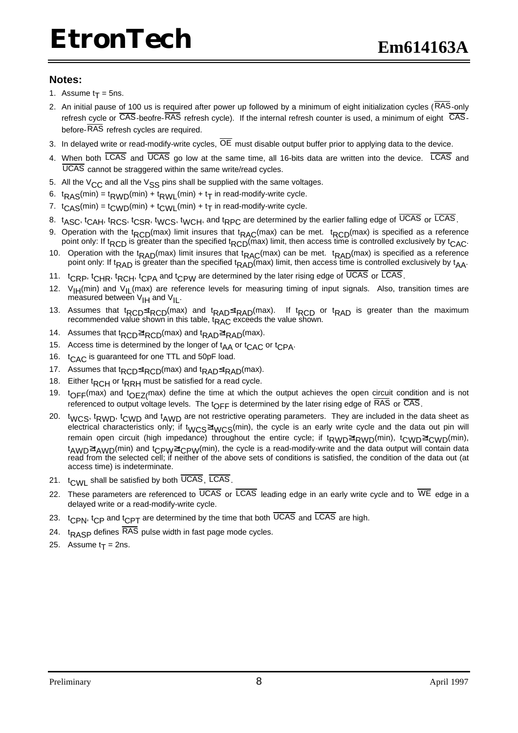## Notes:

1. Assume $t_T$ = 5ns.
2. An initial pause of 100 us is required after power up followed by a minimum of eight initialization cycles ($\overline{RAS}$-only refresh cycle or $\overline{CAS}$-beofre-$\overline{RAS}$ refresh cycle). If the internal refresh counter is used, a minimum of eight $\overline{CAS}$-before-$\overline{RAS}$ refresh cycles are required.
3. In delayed write or read-modify-write cycles, $\overline{OE}$ must disable output buffer prior to applying data to the device.
4. When both $\overline{LCAS}$ and $\overline{UCAS}$ go low at the same time, all 16-bits data are written into the device. $\overline{LCAS}$ and $\overline{UCAS}$ cannot be straggered within the same write/read cycles.
5. All the $V_{CC}$ and all the $V_{SS}$ pins shall be supplied with the same voltages.
6. $t_{RAS}$(min) = $t_{RWD}$(min) + $t_{RWL}$(min) + $t_T$ in read-modify-write cycle.
7. $t_{CAS}$(min) = $t_{CWD}$(min) + $t_{CWL}$(min) + $t_T$ in read-modify-write cycle.
8. $t_{ASC}$, $t_{CAH}$, $t_{RCS}$, $t_{CSR}$, $t_{WCS}$, $t_{WCH}$, and $t_{RPC}$ are determined by the earlier falling edge of $\overline{UCAS}$ or $\overline{LCAS}$.
9. Operation with the $t_{RCD}$(max) limit insures that $t_{RAC}$(max) can be met. $t_{RCD}$(max) is specified as a reference point only: If $t_{RCD}$ is greater than the specified $t_{RCD}$(max) limit, then access time is controlled exclusively by $t_{CAC}$.
10. Operation with the $t_{RAD}$(max) limit insures that $t_{RAC}$(max) can be met. $t_{RAD}$(max) is specified as a reference point only: If $t_{RAD}$ is greater than the specified $t_{RAD}$(max) limit, then access time is controlled exclusively by $t_{AA}$.
11. $t_{CRP}$, $t_{CHR}$, $t_{RCH}$, $t_{CPA}$ and $t_{CPW}$ are determined by the later rising edge of $\overline{UCAS}$ or $\overline{LCAS}$.
12. $V_{IH}$(min) and $V_{IL}$(max) are reference levels for measuring timing of input signals. Also, transition times are measured between $V_{IH}$ and $V_{IL}$.
13. Assumes that $t_{RCD} \le t_{RCD}$(max) and $t_{RAD} \le t_{RAD}$(max). If $t_{RCD}$ or $t_{RAD}$ is greater than the maximum recommended value shown in this table, $t_{RAC}$ exceeds the value shown.
14. Assumes that $t_{RCD} \ge t_{RCD}$(max) and $t_{RAD} \ge t_{RAD}$(max).
15. Access time is determined by the longer of $t_{AA}$ or $t_{CAC}$ or $t_{CPA}$.
16. $t_{CAC}$ is guaranteed for one TTL and 50pF load.
17. Assumes that $t_{RCD} \le t_{RCD}$(max) and $t_{RAD} \le t_{RAD}$(max).
18. Either $t_{RCH}$ or $t_{RRH}$ must be satisfied for a read cycle.
19. $t_{OFF}$(max) and $t_{OEZ}$(max) define the time at which the output achieves the open circuit condition and is not referenced to output voltage levels. The $t_{OFF}$ is determined by the later rising edge of $\overline{RAS}$ or $\overline{CAS}$.
20. $t_{WCS}$, $t_{RWD}$, $t_{CWD}$ and $t_{AWD}$ are not restrictive operating parameters. They are included in the data sheet as electrical characteristics only; if $t_{WCS} \ge t_{WCS}$(min), the cycle is an early write cycle and the data out pin will remain open circuit (high impedance) throughout the entire cycle; if $t_{RWD} \ge t_{RWD}$(min), $t_{CWD} \ge t_{CWD}$(min), $t_{AWD} \ge t_{AWD}$(min) and $t_{CPW} \ge t_{CPW}$(min), the cycle is a read-modify-write and the data output will contain data read from the selected cell; if neither of the above sets of conditions is satisfied, the condition of the data out (at access time) is indeterminate.
21. $t_{CWL}$ shall be satisfied by both $\overline{UCAS}$, $\overline{LCAS}$.
22. These parameters are referenced to $\overline{UCAS}$ or $\overline{LCAS}$ leading edge in an early write cycle and to $\overline{WE}$ edge in a delayed write or a read-modify-write cycle.
23. $t_{CPN}$, $t_{CP}$ and $t_{CPT}$ are determined by the time that both $\overline{UCAS}$ and $\overline{LCAS}$ are high.
24. $t_{RASP}$ defines $\overline{RAS}$ pulse width in fast page mode cycles.
25. Assume $t_T$ = 2ns.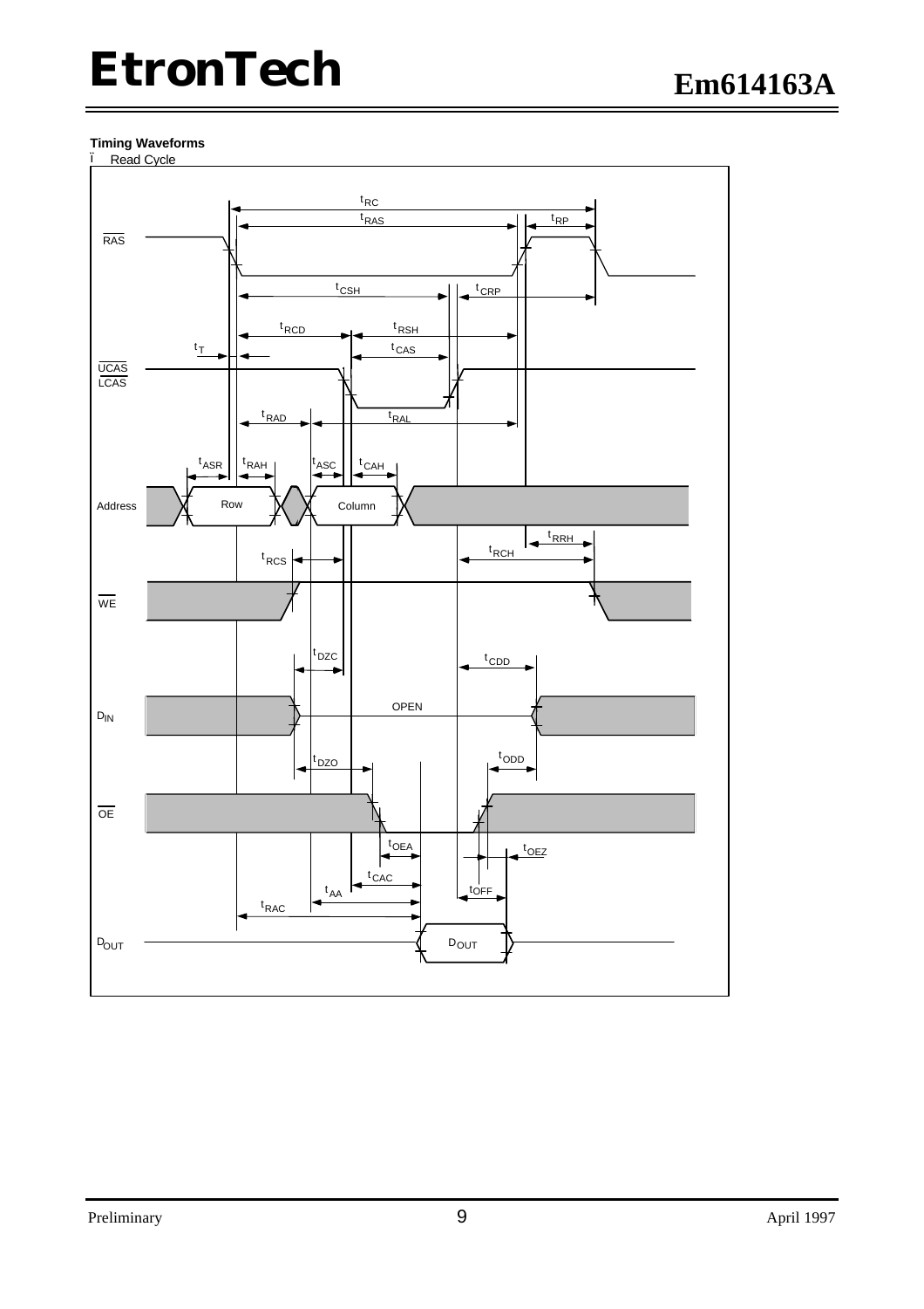**Timing Waveforms**

- Read Cycle

RAS

UCAS
LCAS

Address

WE

$D_{IN}$

OE

$D_{OUT}$

$t_{RC}$, $t_{RAS}$, $t_{RP}$, $t_{CSH}$, $t_{CRP}$, $t_{RCD}$, $t_{RSH}$, $t_T$, $t_{CAS}$, $t_{RAD}$, $t_{RAL}$, $t_{ASR}$, $t_{RAH}$, $t_{ASC}$, $t_{CAH}$

Row, Column

$t_{RRH}$, $t_{RCH}$, $t_{RCS}$, $t_{DZC}$, $t_{CDD}$

OPEN

$t_{DZO}$, $t_{ODD}$, $t_{OEA}$, $t_{OEZ}$, $t_{CAC}$, $t_{AA}$, $t_{OFF}$, $t_{RAC}$

$D_{OUT}$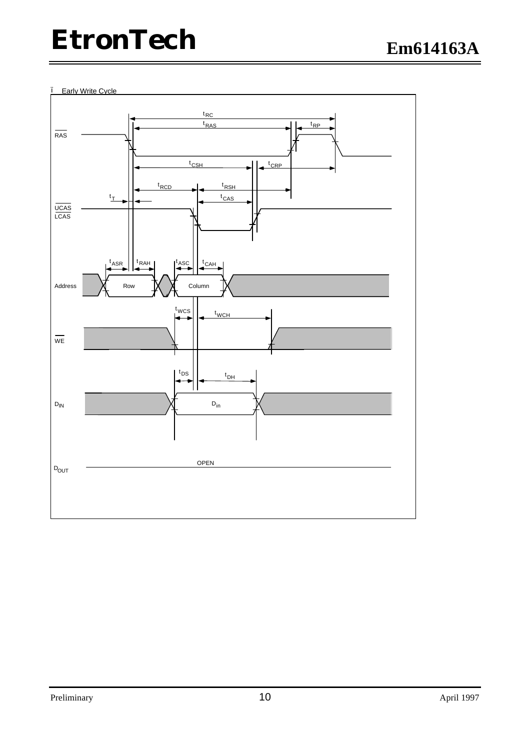- Early Write Cycle

RAS

UCAS
LCAS

Address

WE

$D_{IN}$

$D_{OUT}$

$t_{RC}$

$t_{RAS}$

$t_{RP}$

$t_{CSH}$

$t_{CRP}$

$t_{RCD}$

$t_{RSH}$

$t_T$

$t_{CAS}$

$t_{ASR}$

$t_{RAH}$

$t_{ASC}$

$t_{CAH}$

Row

Column

$t_{WCS}$

$t_{WCH}$

$t_{DS}$

$t_{DH}$

$D_{in}$

OPEN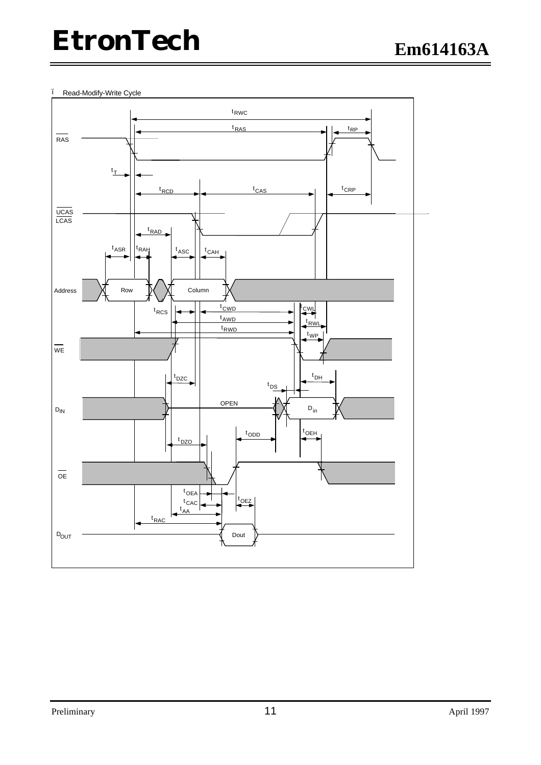- Read-Modify-Write Cycle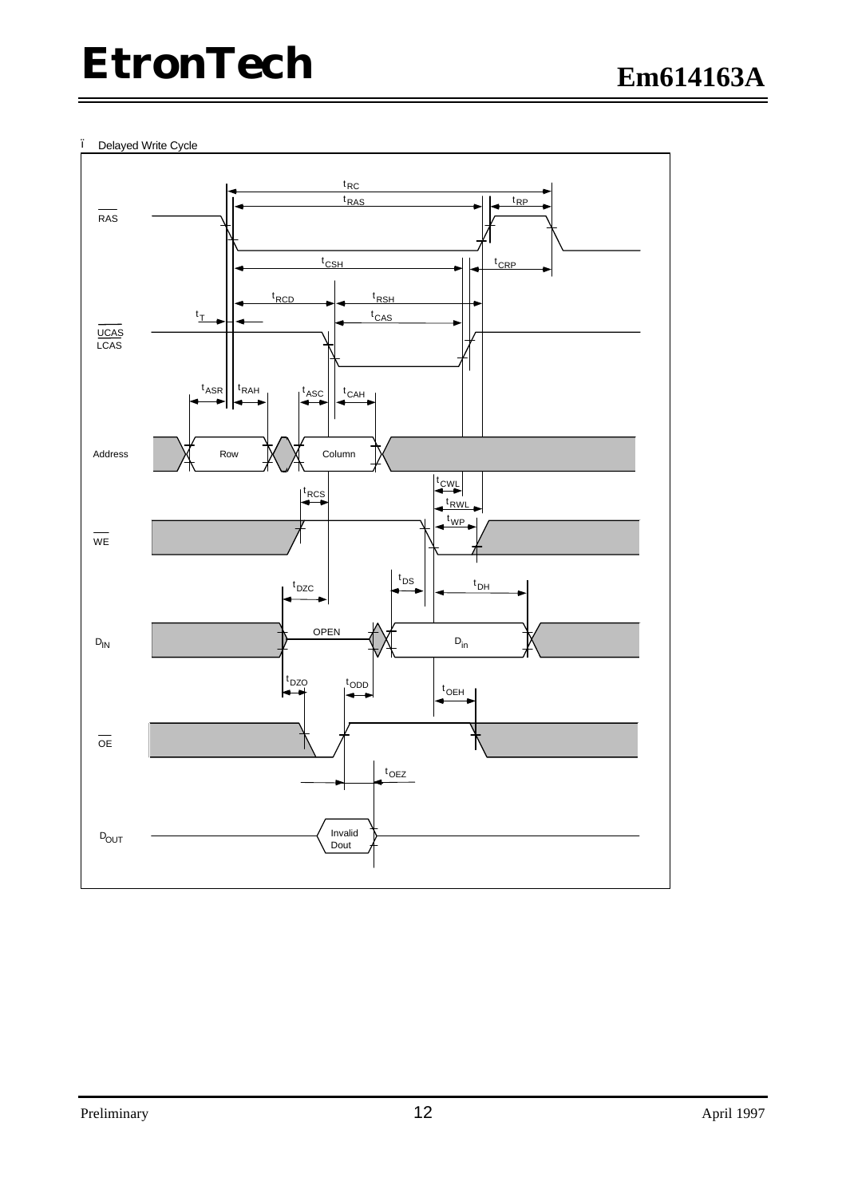- Delayed Write Cycle

RAS

UCAS
LCAS

Address

WE

$D_{IN}$

OE

$D_{OUT}$

$t_{RC}$

$t_{RAS}$

$t_{RP}$

$t_{CSH}$

$t_{CRP}$

$t_{RCD}$

$t_{RSH}$

$t_T$

$t_{CAS}$

$t_{ASR}$

$t_{RAH}$

$t_{ASC}$

$t_{CAH}$

Row

Column

$t_{CWL}$

$t_{RCS}$

$t_{RWL}$

$t_{WP}$

$t_{DS}$

$t_{DH}$

$t_{DZC}$

OPEN

$D_{in}$

$t_{DZO}$

$t_{ODD}$

$t_{OEH}$

$t_{OEZ}$

Invalid Dout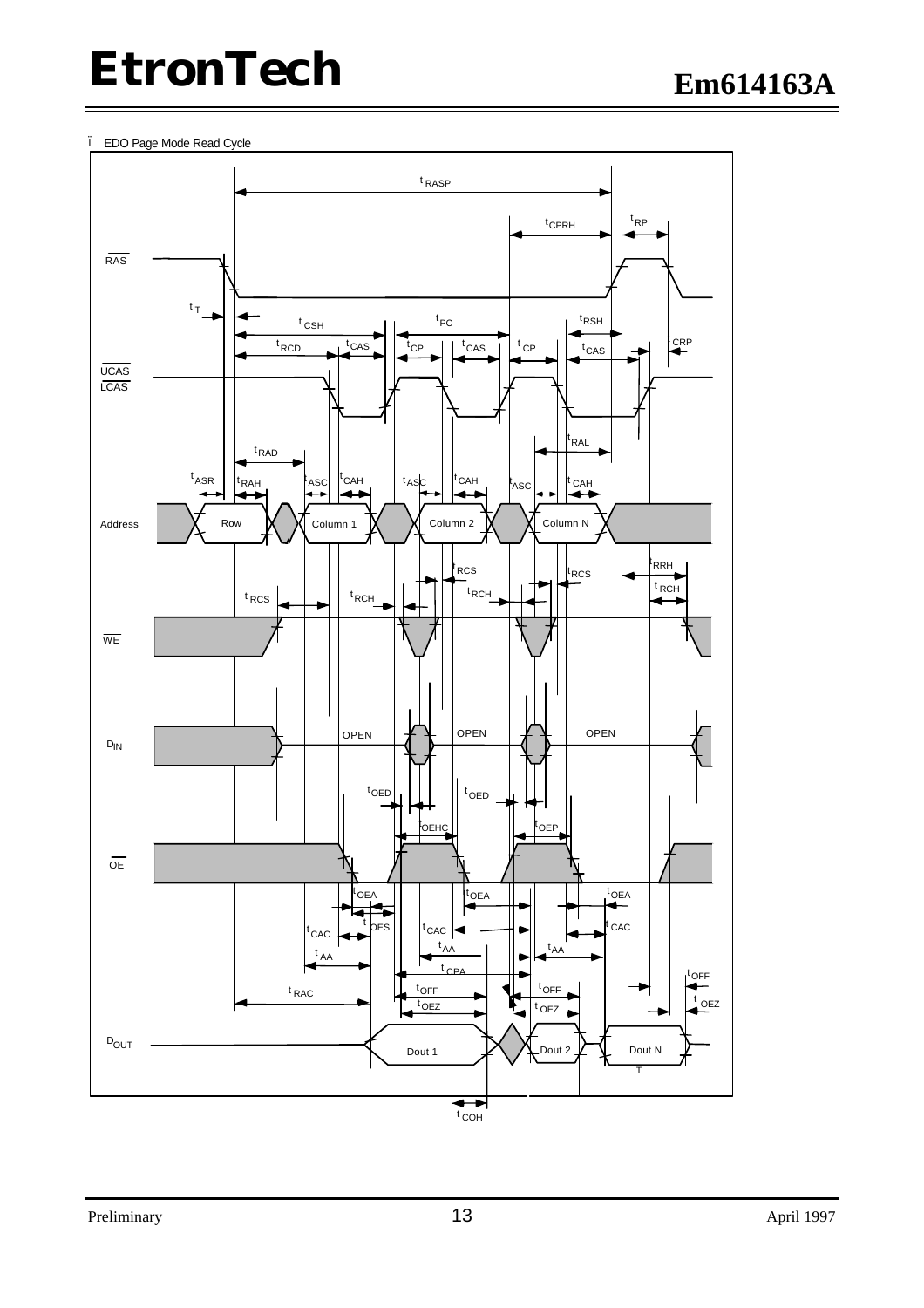- EDO Page Mode Read Cycle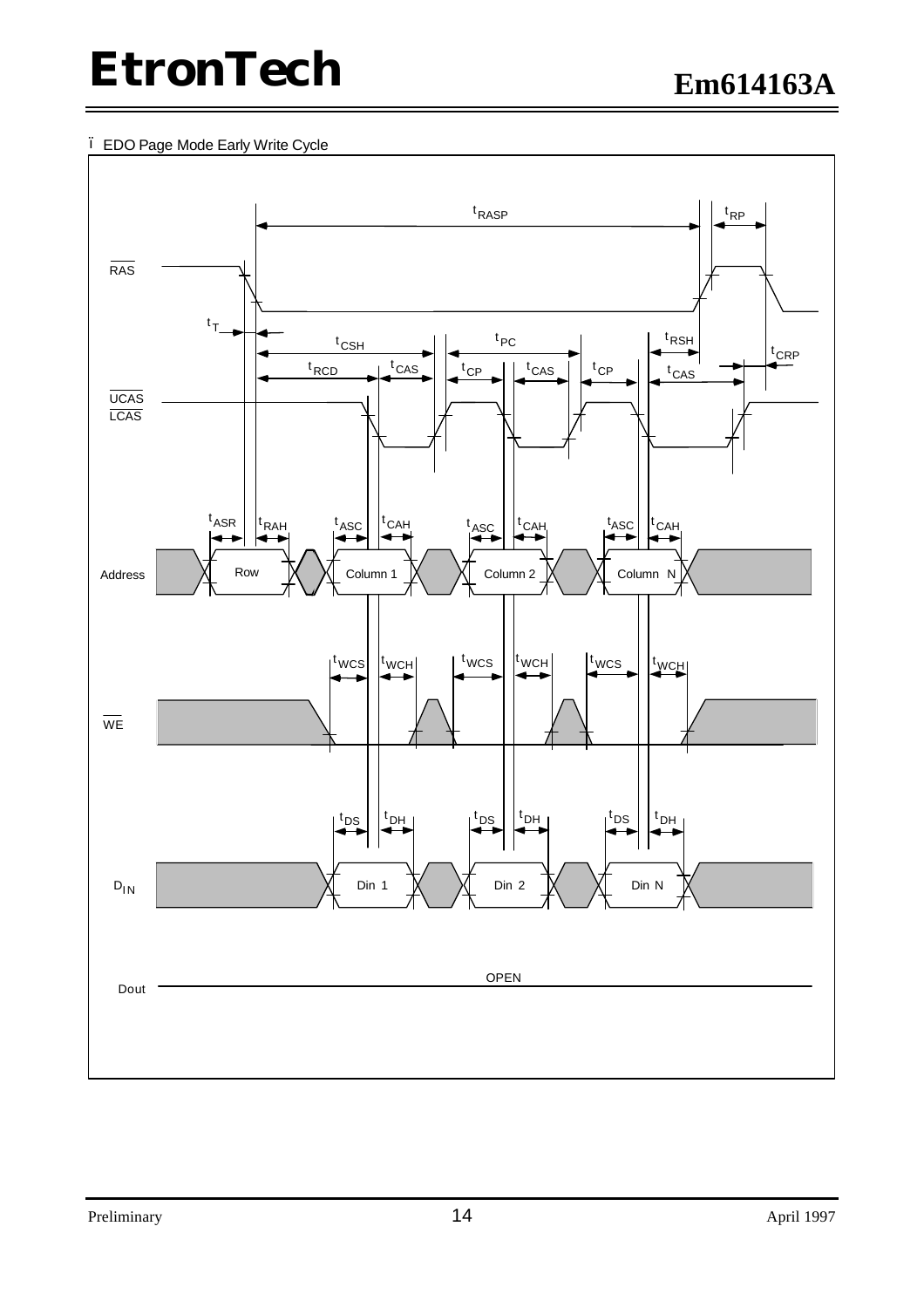- EDO Page Mode Early Write Cycle

RAS, UCAS, LCAS, Address, WE, DIN, Dout

$t_{RASP}$ $t_{RP}$ $t_T$ $t_{CSH}$ $t_{PC}$ $t_{RSH}$ $t_{CRP}$ $t_{RCD}$ $t_{CAS}$ $t_{CP}$ $t_{CAS}$ $t_{CP}$ $t_{CAS}$

$t_{ASR}$ $t_{RAH}$ $t_{ASC}$ $t_{CAH}$ $t_{ASC}$ $t_{CAH}$ $t_{ASC}$ $t_{CAH}$

Row, Column 1, Column 2, Column N

$t_{WCS}$ $t_{WCH}$ $t_{WCS}$ $t_{WCH}$ $t_{WCS}$ $t_{WCH}$

$t_{DS}$ $t_{DH}$ $t_{DS}$ $t_{DH}$ $t_{DS}$ $t_{DH}$

Din 1, Din 2, Din N

OPEN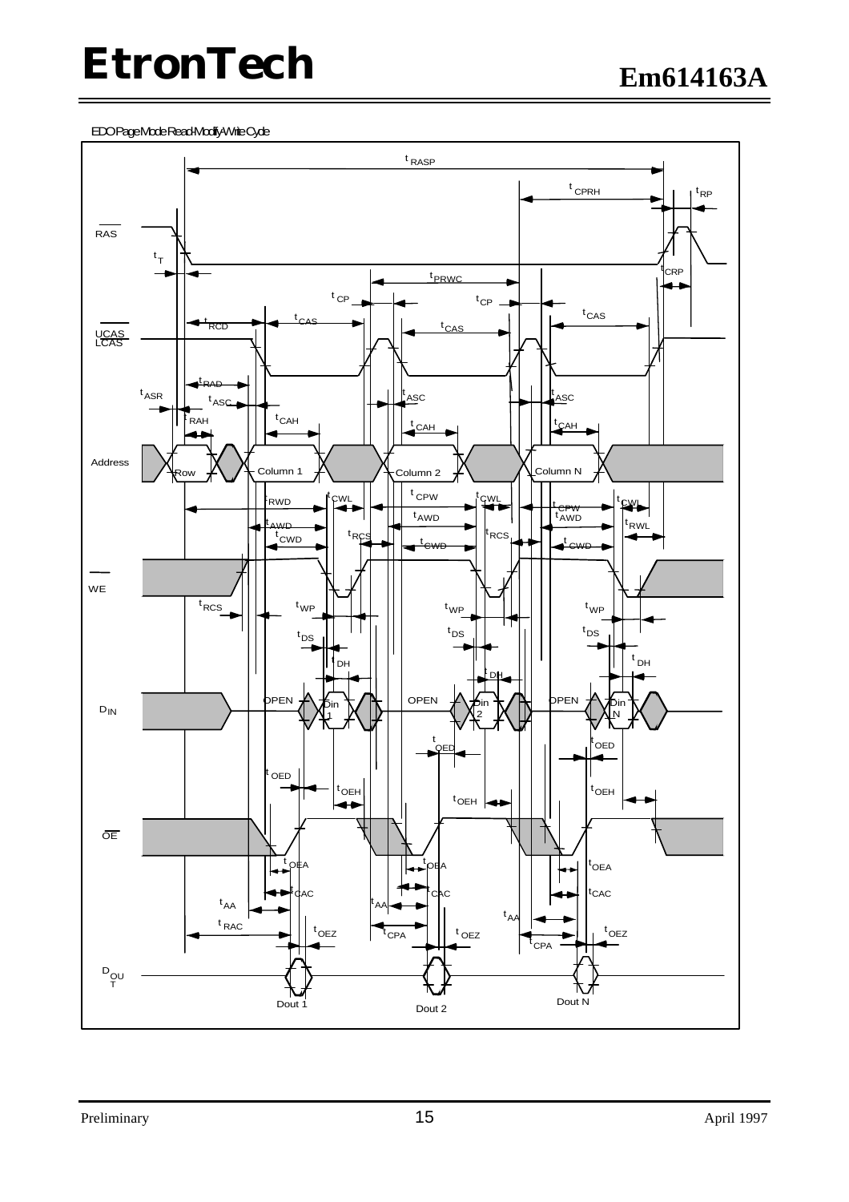EDO Page Mode Read-Modify-Write Cycle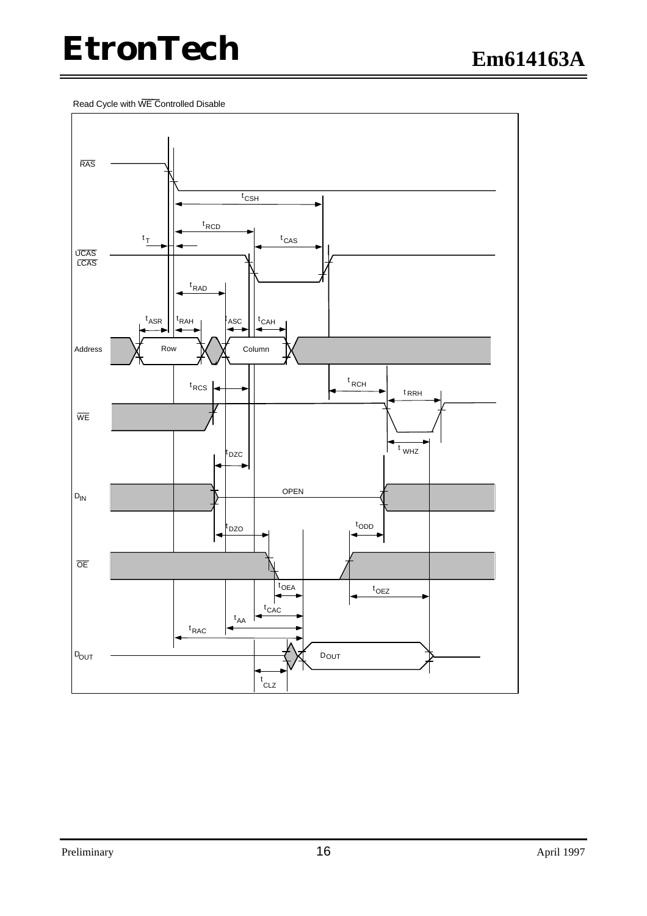Read Cycle with $\overline{WE}$ Controlled Disable

$\overline{RAS}$

$t_{CSH}$

$t_{RCD}$

$t_T$

$t_{CAS}$

$\overline{UCAS}$
$\overline{LCAS}$

$t_{RAD}$

$t_{ASR}$ $t_{RAH}$ $t_{ASC}$ $t_{CAH}$

Address Row Column

$t_{RCH}$

$t_{RCS}$

$t_{RRH}$

$\overline{WE}$

$t_{WHZ}$

$t_{DZC}$

$D_{IN}$ OPEN

$t_{DZO}$ $t_{ODD}$

$\overline{OE}$

$t_{OEA}$ $t_{OEZ}$

$t_{CAC}$

$t_{AA}$

$t_{RAC}$

$D_{OUT}$ $D_{OUT}$

$t_{CLZ}$

Preliminary April 1997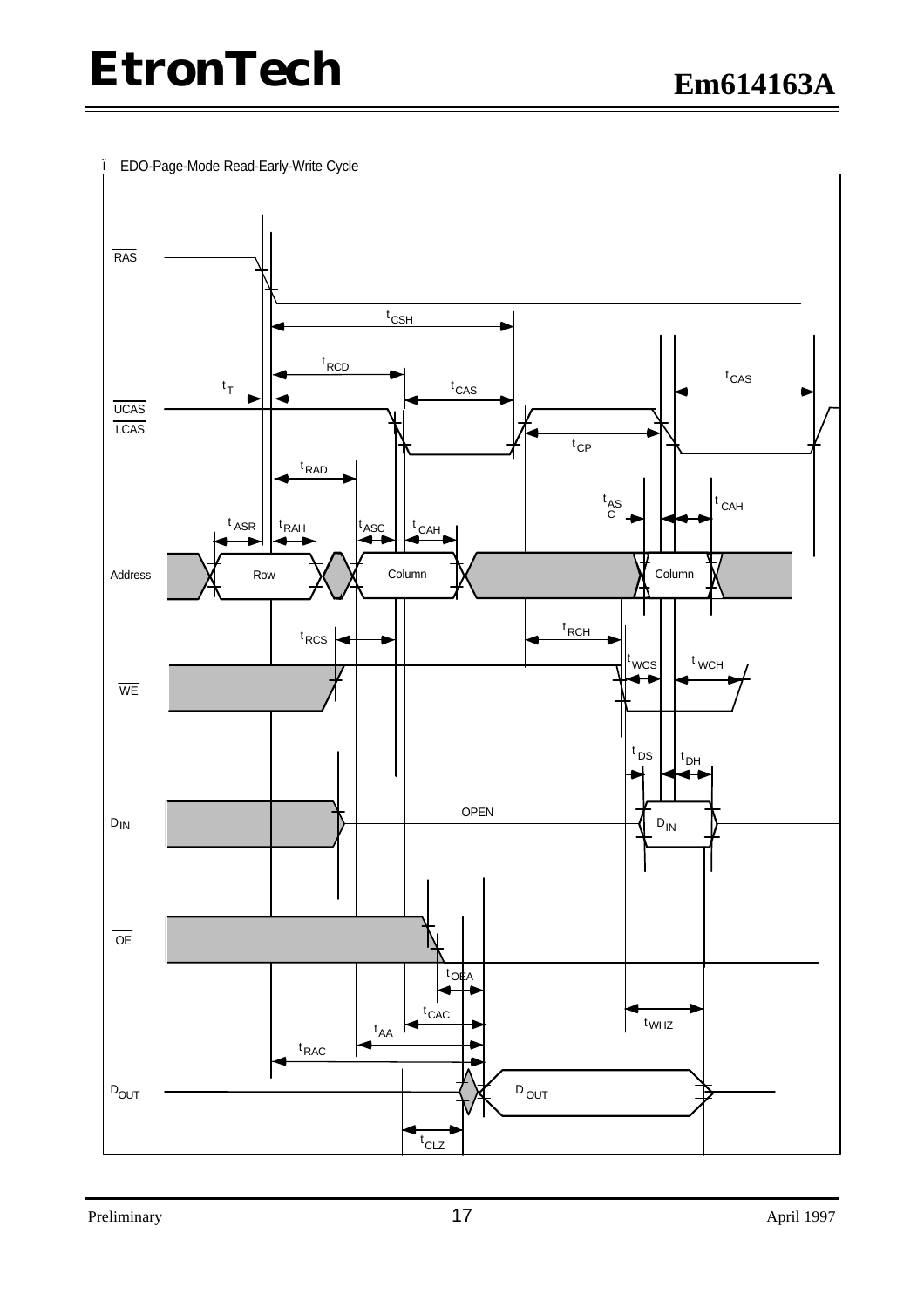- EDO-Page-Mode Read-Early-Write Cycle

RAS

$t_{CSH}$

$t_{RCD}$

$t_{CAS}$

$t_T$

$t_{CAS}$

UCAS

LCAS

$t_{CP}$

$t_{RAD}$

$t_{ASC}$

$t_{CAH}$

$t_{ASR}$

$t_{RAH}$

$t_{ASC}$

$t_{CAH}$

Address

Row

Column

Column

$t_{RCS}$

$t_{RCH}$

$t_{WCS}$

$t_{WCH}$

WE

$t_{DS}$

$t_{DH}$

$D_{IN}$

OPEN

$D_{IN}$

OE

$t_{OEA}$

$t_{CAC}$

$t_{WHZ}$

$t_{AA}$

$t_{RAC}$

$D_{OUT}$

$D_{OUT}$

$t_{CLZ}$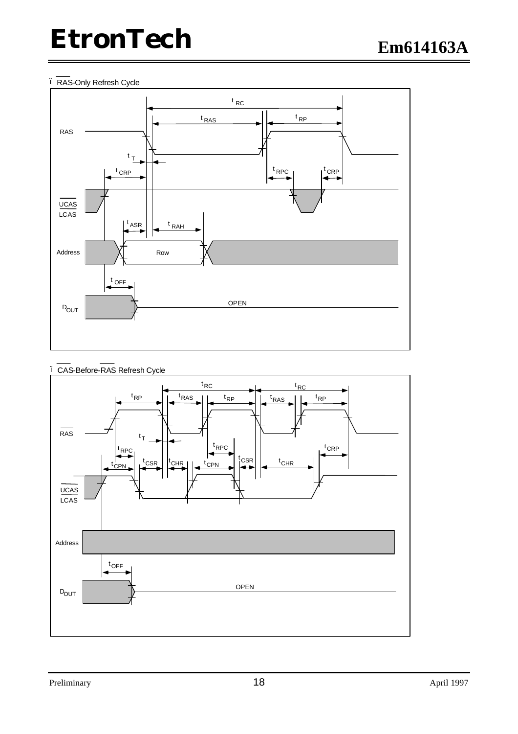## RAS-Only Refresh Cycle

t RC

t RAS

t RP

RAS

t T

t CRP

t RPC

t CRP

UCAS

LCAS

t ASR

t RAH

Address

Row

t OFF

D OUT

OPEN

## CAS-Before-RAS Refresh Cycle

t RC

t RC

t RP

t RAS

t RP

t RAS

t RP

RAS

t T

t RPC

t RPC

t CRP

t CPN

t CSR

t CHR

t CPN

t CSR

t CHR

UCAS

LCAS

Address

t OFF

D OUT

OPEN

Preliminary

April 1997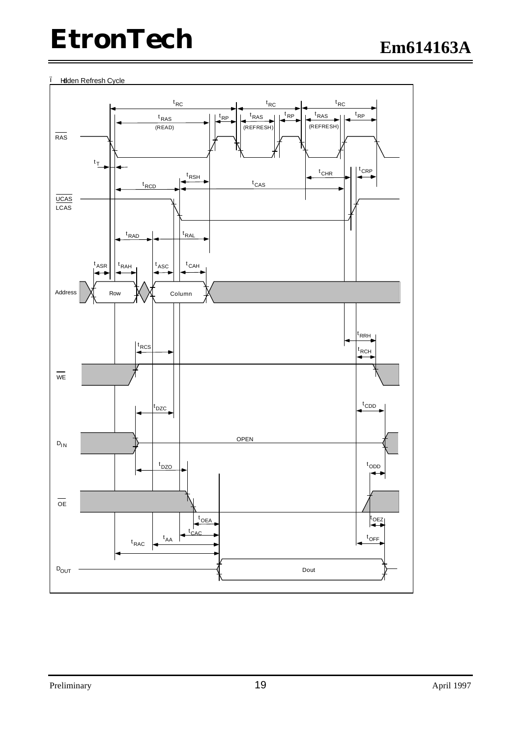- Hidden Refresh Cycle

RAS

UCAS
LCAS

Address

WE

$D_{IN}$

OE

$D_{OUT}$

$t_{RC}$ $t_{RC}$ $t_{RC}$

$t_{RAS}$ (READ) $t_{RP}$ $t_{RAS}$ (REFRESH) $t_{RP}$ $t_{RAS}$ (REFRESH) $t_{RP}$

$t_T$ $t_{RSH}$ $t_{CHR}$ $t_{CRP}$ $t_{RCD}$ $t_{CAS}$

$t_{RAD}$ $t_{RAL}$

$t_{ASR}$ $t_{RAH}$ $t_{ASC}$ $t_{CAH}$

Row Column

$t_{RRH}$ $t_{RCS}$ $t_{RCH}$

$t_{DZC}$ $t_{CDD}$

OPEN

$t_{DZO}$ $t_{ODD}$

$t_{OEA}$ $t_{OEZ}$ $t_{CAC}$ $t_{AA}$ $t_{OFF}$ $t_{RAC}$

Dout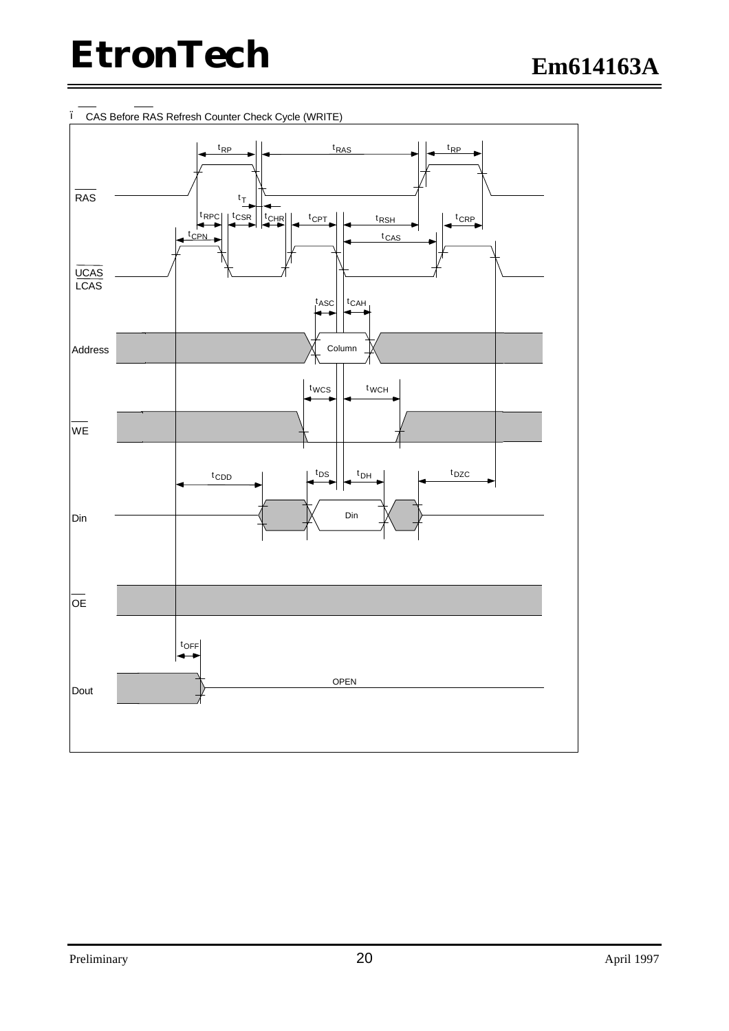- CAS Before RAS Refresh Counter Check Cycle (WRITE)

RAS

$t_{RP}$ $t_{RAS}$ $t_{RP}$

$t_T$

$t_{RPC}$ $t_{CSR}$ $t_{CHR}$ $t_{CPT}$ $t_{RSH}$ $t_{CRP}$

$t_{CPN}$ $t_{CAS}$

UCAS
LCAS

$t_{ASC}$ $t_{CAH}$

Address

Column

$t_{WCS}$ $t_{WCH}$

WE

$t_{CDD}$ $t_{DS}$ $t_{DH}$ $t_{DZC}$

Din

Din

OE

$t_{OFF}$

Dout

OPEN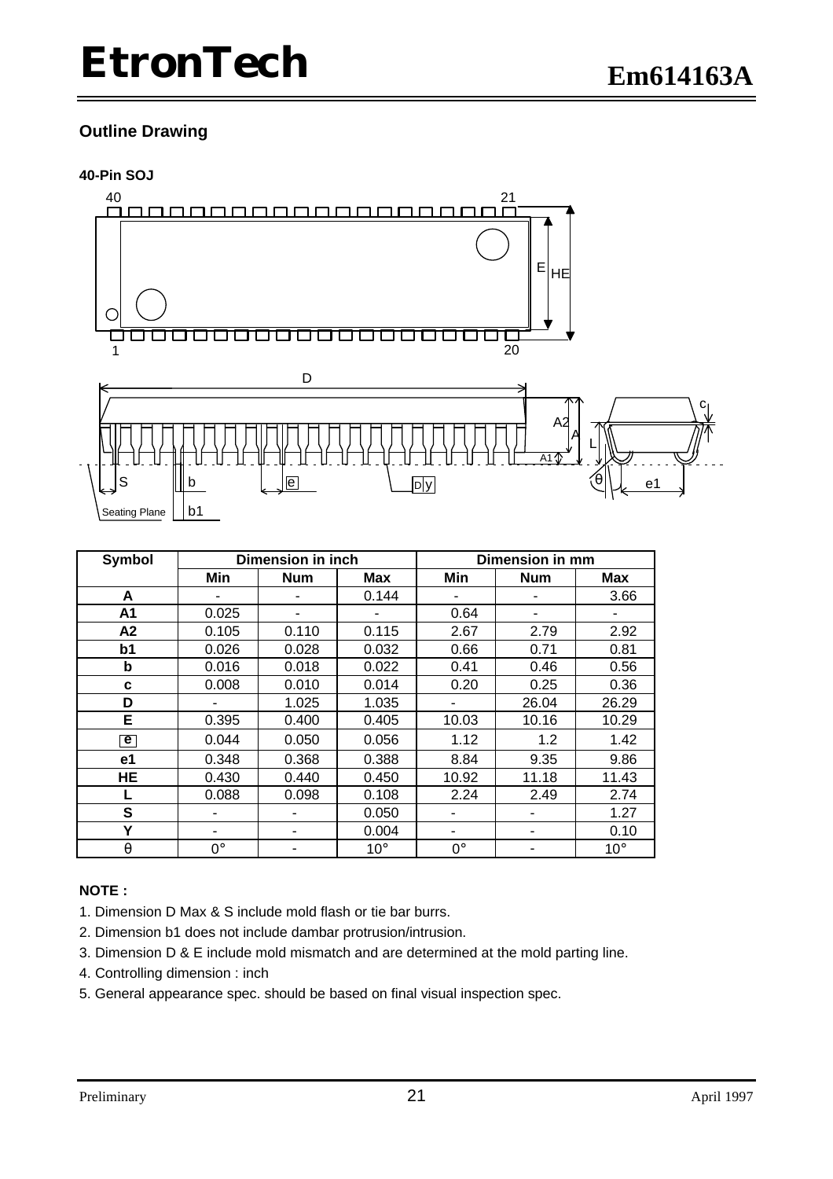## Outline Drawing

**40-Pin SOJ**

| Symbol | Dimension in inch | | | Dimension in mm | | |
|---|---|---|---|---|---|---|
| | Min | Num | Max | Min | Num | Max |
| A | - | - | 0.144 | - | - | 3.66 |
| A1 | 0.025 | - | - | 0.64 | - | - |
| A2 | 0.105 | 0.110 | 0.115 | 2.67 | 2.79 | 2.92 |
| b1 | 0.026 | 0.028 | 0.032 | 0.66 | 0.71 | 0.81 |
| b | 0.016 | 0.018 | 0.022 | 0.41 | 0.46 | 0.56 |
| c | 0.008 | 0.010 | 0.014 | 0.20 | 0.25 | 0.36 |
| D | - | 1.025 | 1.035 | - | 26.04 | 26.29 |
| E | 0.395 | 0.400 | 0.405 | 10.03 | 10.16 | 10.29 |
| e | 0.044 | 0.050 | 0.056 | 1.12 | 1.2 | 1.42 |
| e1 | 0.348 | 0.368 | 0.388 | 8.84 | 9.35 | 9.86 |
| HE | 0.430 | 0.440 | 0.450 | 10.92 | 11.18 | 11.43 |
| L | 0.088 | 0.098 | 0.108 | 2.24 | 2.49 | 2.74 |
| S | - | - | 0.050 | - | - | 1.27 |
| Y | - | - | 0.004 | - | - | 0.10 |
| θ | 0° | - | 10° | 0° | - | 10° |

**NOTE :**

1. Dimension D Max & S include mold flash or tie bar burrs.
2. Dimension b1 does not include dambar protrusion/intrusion.
3. Dimension D & E include mold mismatch and are determined at the mold parting line.
4. Controlling dimension : inch
5. General appearance spec. should be based on final visual inspection spec.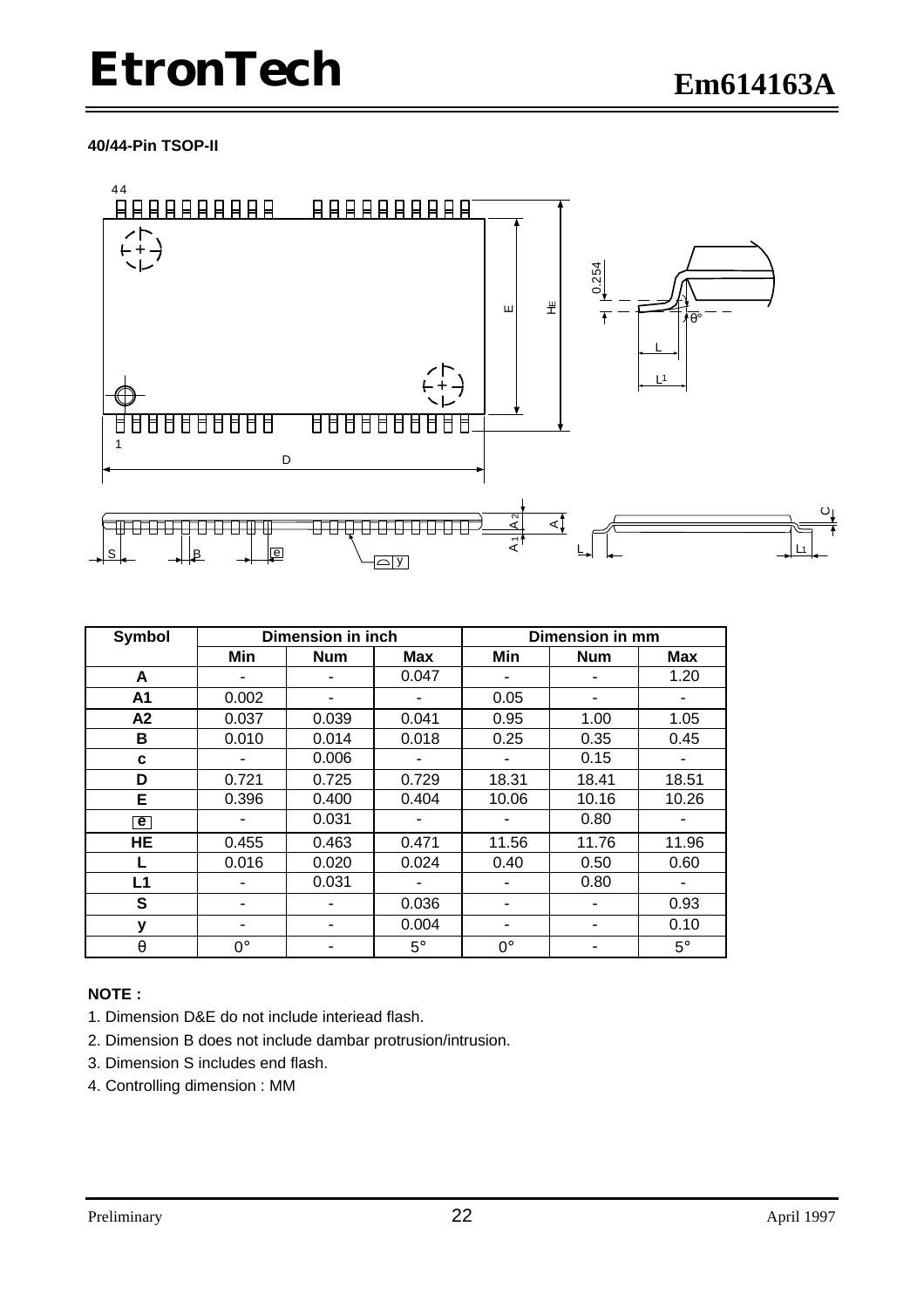**40/40-Pin TSOP-II**

44

1

D

E

HE

0.254

θ°

L

L1

A2

A

A1

C

S

B

e

y

| Symbol | Dimension in inch | | | Dimension in mm | | |
|---|---|---|---|---|---|---|
| | Min | Num | Max | Min | Num | Max |
| **A** | - | - | 0.047 | - | - | 1.20 |
| **A1** | 0.002 | - | - | 0.05 | - | - |
| **A2** | 0.037 | 0.039 | 0.041 | 0.95 | 1.00 | 1.05 |
| **B** | 0.010 | 0.014 | 0.018 | 0.25 | 0.35 | 0.45 |
| **c** | - | 0.006 | - | - | 0.15 | - |
| **D** | 0.721 | 0.725 | 0.729 | 18.31 | 18.41 | 18.51 |
| **E** | 0.396 | 0.400 | 0.404 | 10.06 | 10.16 | 10.26 |
| **e** | - | 0.031 | - | - | 0.80 | - |
| **HE** | 0.455 | 0.463 | 0.471 | 11.56 | 11.76 | 11.96 |
| **L** | 0.016 | 0.020 | 0.024 | 0.40 | 0.50 | 0.60 |
| **L1** | - | 0.031 | - | - | 0.80 | - |
| **S** | - | - | 0.036 | - | - | 0.93 |
| **y** | - | - | 0.004 | - | - | 0.10 |
| θ | 0° | - | 5° | 0° | - | 5° |

**NOTE :**

1. Dimension D&E do not include interiead flash.
2. Dimension B does not include dambar protrusion/intrusion.
3. Dimension S includes end flash.
4. Controlling dimension : MM